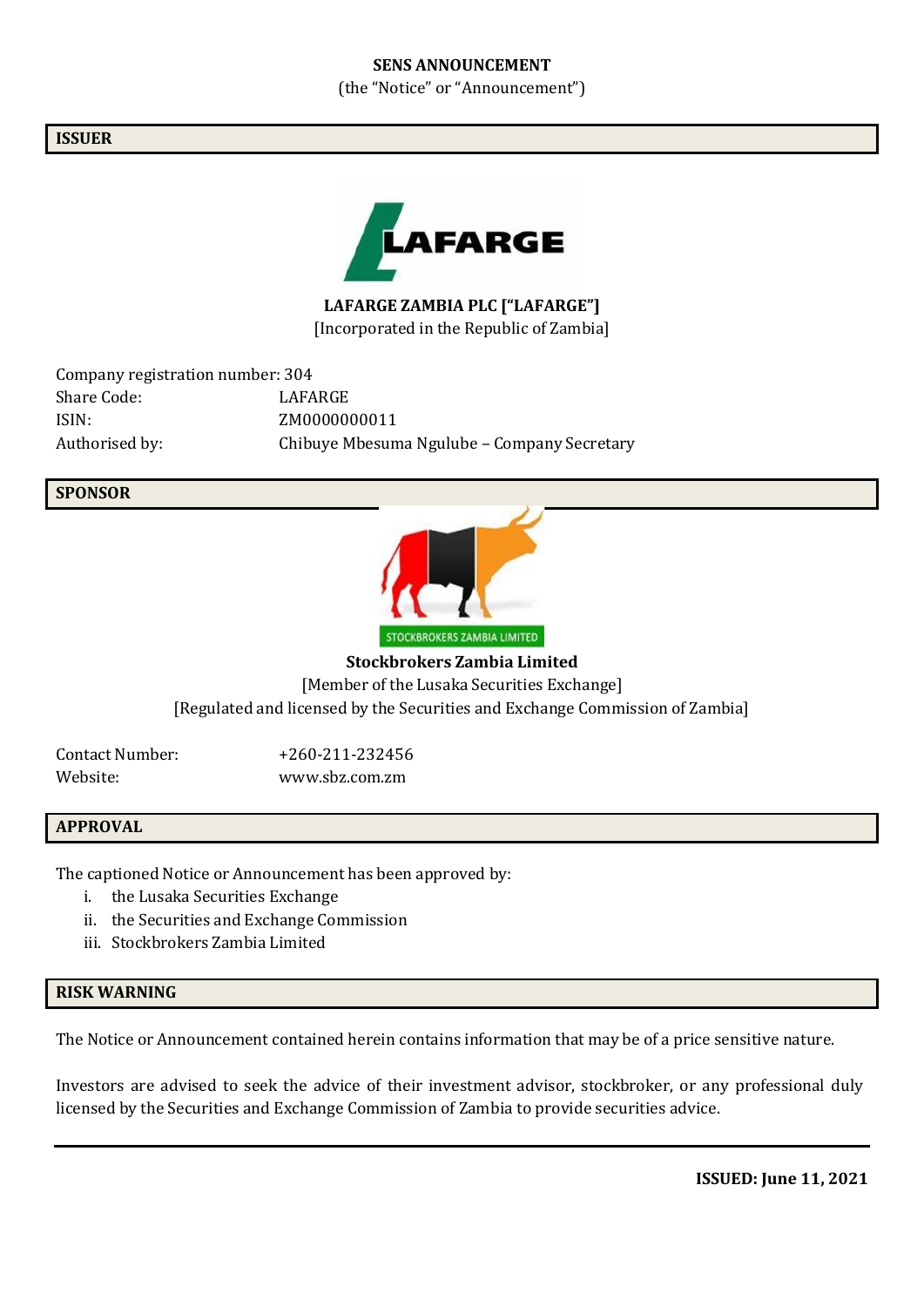# SENS ANNOUNCEMENT

(the "Notice" or "Announcement")

## ISSUER

**LAFARGE ZAMBIA PLC ["LAFARGE"]**

[Incorporated in the Republic of Zambia]

Company registration number: 304

| | |
|---|---|
| Share Code: | LAFARGE |
| ISIN: | ZM0000000011 |
| Authorised by: | Chibuye Mbesuma Ngulube – Company Secretary |

## SPONSOR

**Stockbrokers Zambia Limited**

[Member of the Lusaka Securities Exchange]

[Regulated and licensed by the Securities and Exchange Commission of Zambia]

| | |
|---|---|
| Contact Number: | +260-211-232456 |
| Website: | www.sbz.com.zm |

## APPROVAL

The captioned Notice or Announcement has been approved by:

i. the Lusaka Securities Exchange
ii. the Securities and Exchange Commission
iii. Stockbrokers Zambia Limited

## RISK WARNING

The Notice or Announcement contained herein contains information that may be of a price sensitive nature.

Investors are advised to seek the advice of their investment advisor, stockbroker, or any professional duly licensed by the Securities and Exchange Commission of Zambia to provide securities advice.

---

**ISSUED: June 11, 2021**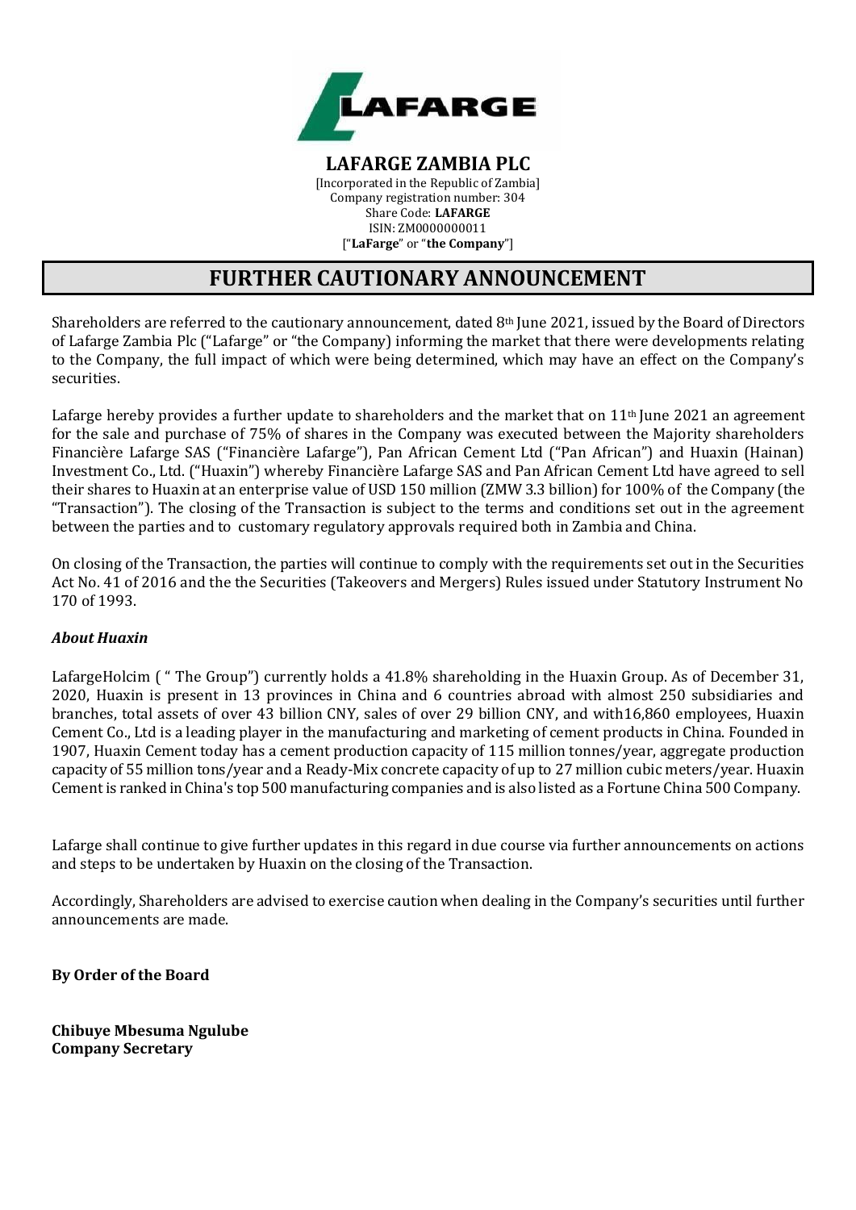**LAFARGE ZAMBIA PLC**

[Incorporated in the Republic of Zambia]
Company registration number: 304
Share Code: **LAFARGE**
ISIN: ZM0000000011
["**LaFarge**" or "**the Company**"]

# FURTHER CAUTIONARY ANNOUNCEMENT

Shareholders are referred to the cautionary announcement, dated 8th June 2021, issued by the Board of Directors of Lafarge Zambia Plc ("Lafarge" or "the Company) informing the market that there were developments relating to the Company, the full impact of which were being determined, which may have an effect on the Company's securities.

Lafarge hereby provides a further update to shareholders and the market that on 11th June 2021 an agreement for the sale and purchase of 75% of shares in the Company was executed between the Majority shareholders Financière Lafarge SAS ("Financière Lafarge"), Pan African Cement Ltd ("Pan African") and Huaxin (Hainan) Investment Co., Ltd. ("Huaxin") whereby Financière Lafarge SAS and Pan African Cement Ltd have agreed to sell their shares to Huaxin at an enterprise value of USD 150 million (ZMW 3.3 billion) for 100% of the Company (the "Transaction"). The closing of the Transaction is subject to the terms and conditions set out in the agreement between the parties and to customary regulatory approvals required both in Zambia and China.

On closing of the Transaction, the parties will continue to comply with the requirements set out in the Securities Act No. 41 of 2016 and the the Securities (Takeovers and Mergers) Rules issued under Statutory Instrument No 170 of 1993.

***About Huaxin***

LafargeHolcim ( " The Group") currently holds a 41.8% shareholding in the Huaxin Group. As of December 31, 2020, Huaxin is present in 13 provinces in China and 6 countries abroad with almost 250 subsidiaries and branches, total assets of over 43 billion CNY, sales of over 29 billion CNY, and with16,860 employees, Huaxin Cement Co., Ltd is a leading player in the manufacturing and marketing of cement products in China. Founded in 1907, Huaxin Cement today has a cement production capacity of 115 million tonnes/year, aggregate production capacity of 55 million tons/year and a Ready-Mix concrete capacity of up to 27 million cubic meters/year. Huaxin Cement is ranked in China's top 500 manufacturing companies and is also listed as a Fortune China 500 Company.

Lafarge shall continue to give further updates in this regard in due course via further announcements on actions and steps to be undertaken by Huaxin on the closing of the Transaction.

Accordingly, Shareholders are advised to exercise caution when dealing in the Company's securities until further announcements are made.

**By Order of the Board**

**Chibuye Mbesuma Ngulube**
**Company Secretary**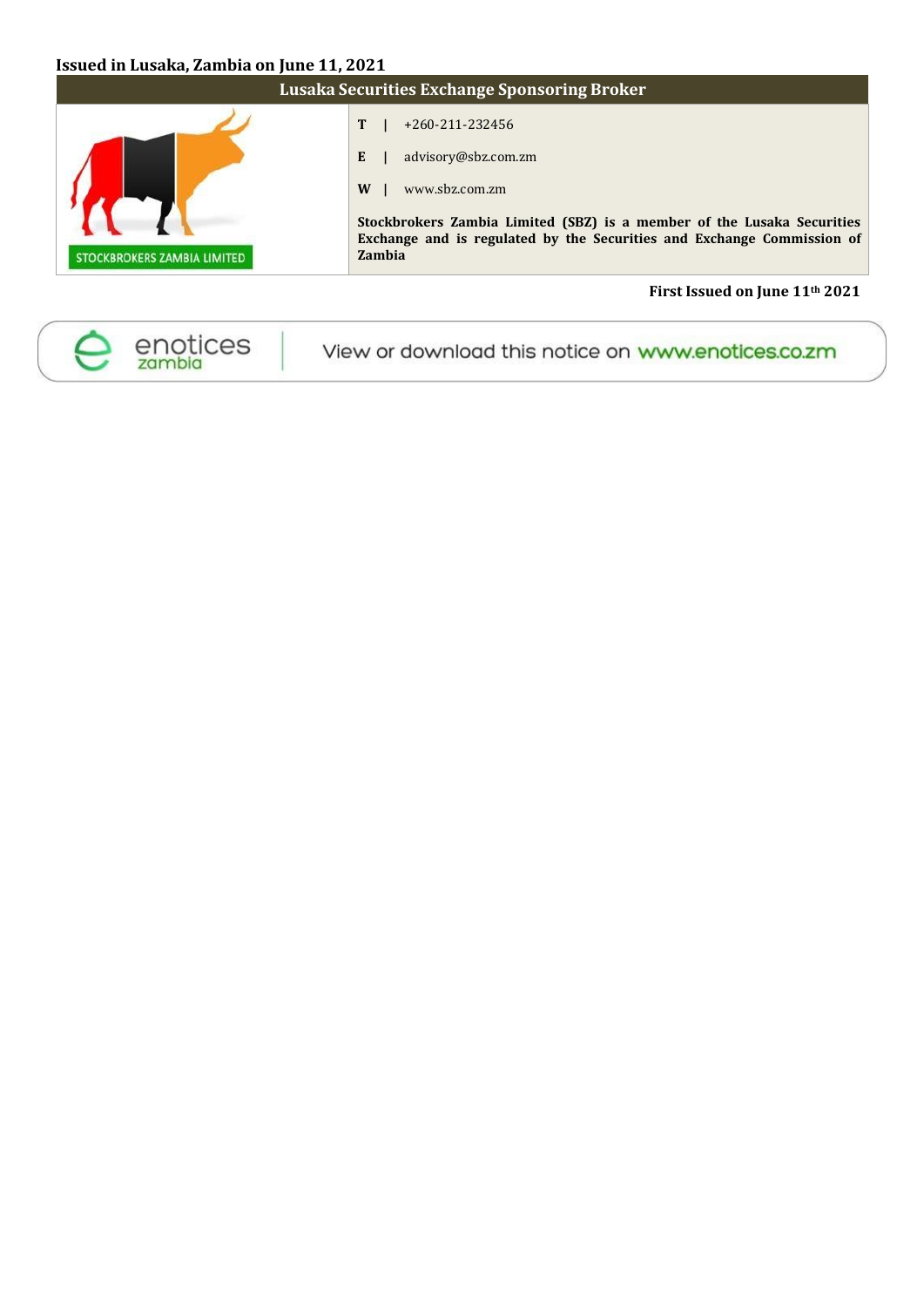**Issued in Lusaka, Zambia on June 11, 2021**

| Lusaka Securities Exchange Sponsoring Broker | |
|---|---|
| STOCKBROKERS ZAMBIA LIMITED | **T** \| +260-211-232456<br>**E** \| advisory@sbz.com.zm<br>**W** \| www.sbz.com.zm<br>**Stockbrokers Zambia Limited (SBZ) is a member of the Lusaka Securities Exchange and is regulated by the Securities and Exchange Commission of Zambia** |

**First Issued on June 11th 2021**

enotices zambia | View or download this notice on www.enotices.co.zm